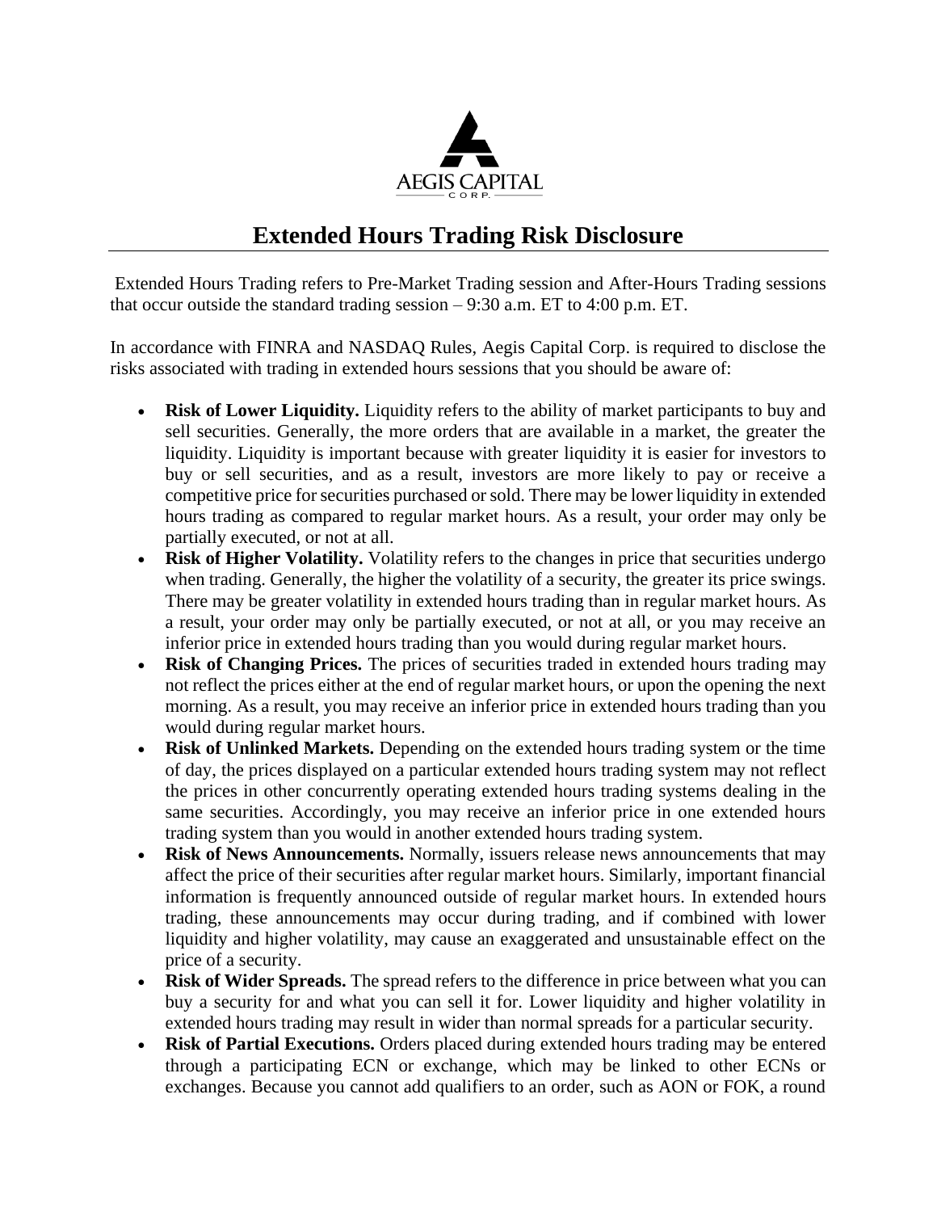AEGIS CAPITAL CORP.

# Extended Hours Trading Risk Disclosure

Extended Hours Trading refers to Pre-Market Trading session and After-Hours Trading sessions that occur outside the standard trading session – 9:30 a.m. ET to 4:00 p.m. ET.

In accordance with FINRA and NASDAQ Rules, Aegis Capital Corp. is required to disclose the risks associated with trading in extended hours sessions that you should be aware of:

- **Risk of Lower Liquidity.** Liquidity refers to the ability of market participants to buy and sell securities. Generally, the more orders that are available in a market, the greater the liquidity. Liquidity is important because with greater liquidity it is easier for investors to buy or sell securities, and as a result, investors are more likely to pay or receive a competitive price for securities purchased or sold. There may be lower liquidity in extended hours trading as compared to regular market hours. As a result, your order may only be partially executed, or not at all.
- **Risk of Higher Volatility.** Volatility refers to the changes in price that securities undergo when trading. Generally, the higher the volatility of a security, the greater its price swings. There may be greater volatility in extended hours trading than in regular market hours. As a result, your order may only be partially executed, or not at all, or you may receive an inferior price in extended hours trading than you would during regular market hours.
- **Risk of Changing Prices.** The prices of securities traded in extended hours trading may not reflect the prices either at the end of regular market hours, or upon the opening the next morning. As a result, you may receive an inferior price in extended hours trading than you would during regular market hours.
- **Risk of Unlinked Markets.** Depending on the extended hours trading system or the time of day, the prices displayed on a particular extended hours trading system may not reflect the prices in other concurrently operating extended hours trading systems dealing in the same securities. Accordingly, you may receive an inferior price in one extended hours trading system than you would in another extended hours trading system.
- **Risk of News Announcements.** Normally, issuers release news announcements that may affect the price of their securities after regular market hours. Similarly, important financial information is frequently announced outside of regular market hours. In extended hours trading, these announcements may occur during trading, and if combined with lower liquidity and higher volatility, may cause an exaggerated and unsustainable effect on the price of a security.
- **Risk of Wider Spreads.** The spread refers to the difference in price between what you can buy a security for and what you can sell it for. Lower liquidity and higher volatility in extended hours trading may result in wider than normal spreads for a particular security.
- **Risk of Partial Executions.** Orders placed during extended hours trading may be entered through a participating ECN or exchange, which may be linked to other ECNs or exchanges. Because you cannot add qualifiers to an order, such as AON or FOK, a round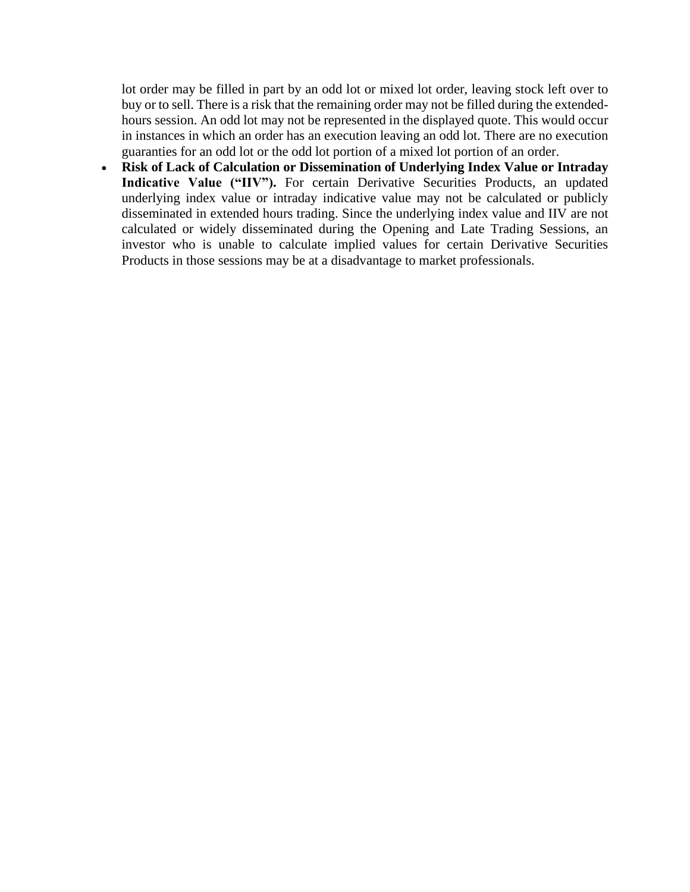lot order may be filled in part by an odd lot or mixed lot order, leaving stock left over to buy or to sell. There is a risk that the remaining order may not be filled during the extended-hours session. An odd lot may not be represented in the displayed quote. This would occur in instances in which an order has an execution leaving an odd lot. There are no execution guaranties for an odd lot or the odd lot portion of a mixed lot portion of an order.

- **Risk of Lack of Calculation or Dissemination of Underlying Index Value or Intraday Indicative Value ("IIV").** For certain Derivative Securities Products, an updated underlying index value or intraday indicative value may not be calculated or publicly disseminated in extended hours trading. Since the underlying index value and IIV are not calculated or widely disseminated during the Opening and Late Trading Sessions, an investor who is unable to calculate implied values for certain Derivative Securities Products in those sessions may be at a disadvantage to market professionals.